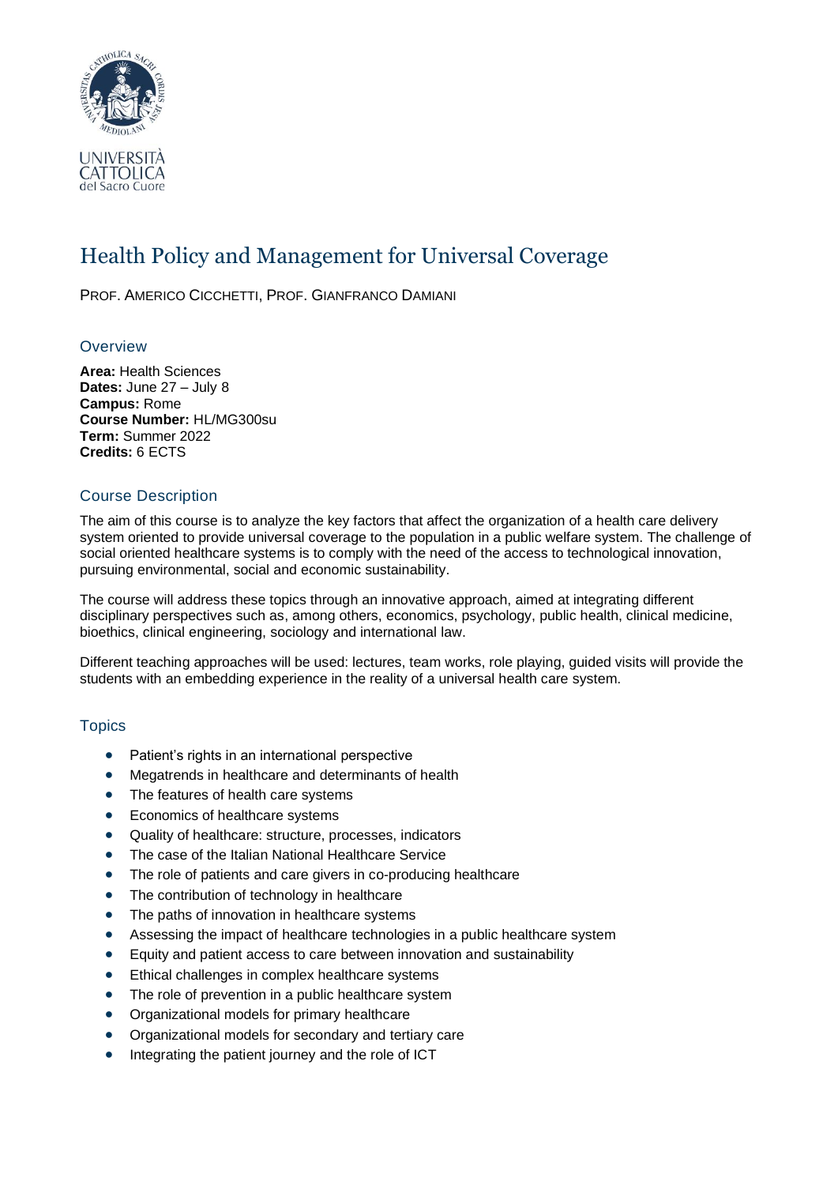UNIVERSITÀ CATTOLICA del Sacro Cuore

# Health Policy and Management for Universal Coverage

PROF. AMERICO CICCHETTI, PROF. GIANFRANCO DAMIANI

## Overview

**Area:** Health Sciences
**Dates:** June 27 – July 8
**Campus:** Rome
**Course Number:** HL/MG300su
**Term:** Summer 2022
**Credits:** 6 ECTS

## Course Description

The aim of this course is to analyze the key factors that affect the organization of a health care delivery system oriented to provide universal coverage to the population in a public welfare system. The challenge of social oriented healthcare systems is to comply with the need of the access to technological innovation, pursuing environmental, social and economic sustainability.

The course will address these topics through an innovative approach, aimed at integrating different disciplinary perspectives such as, among others, economics, psychology, public health, clinical medicine, bioethics, clinical engineering, sociology and international law.

Different teaching approaches will be used: lectures, team works, role playing, guided visits will provide the students with an embedding experience in the reality of a universal health care system.

## Topics

- Patient's rights in an international perspective
- Megatrends in healthcare and determinants of health
- The features of health care systems
- Economics of healthcare systems
- Quality of healthcare: structure, processes, indicators
- The case of the Italian National Healthcare Service
- The role of patients and care givers in co-producing healthcare
- The contribution of technology in healthcare
- The paths of innovation in healthcare systems
- Assessing the impact of healthcare technologies in a public healthcare system
- Equity and patient access to care between innovation and sustainability
- Ethical challenges in complex healthcare systems
- The role of prevention in a public healthcare system
- Organizational models for primary healthcare
- Organizational models for secondary and tertiary care
- Integrating the patient journey and the role of ICT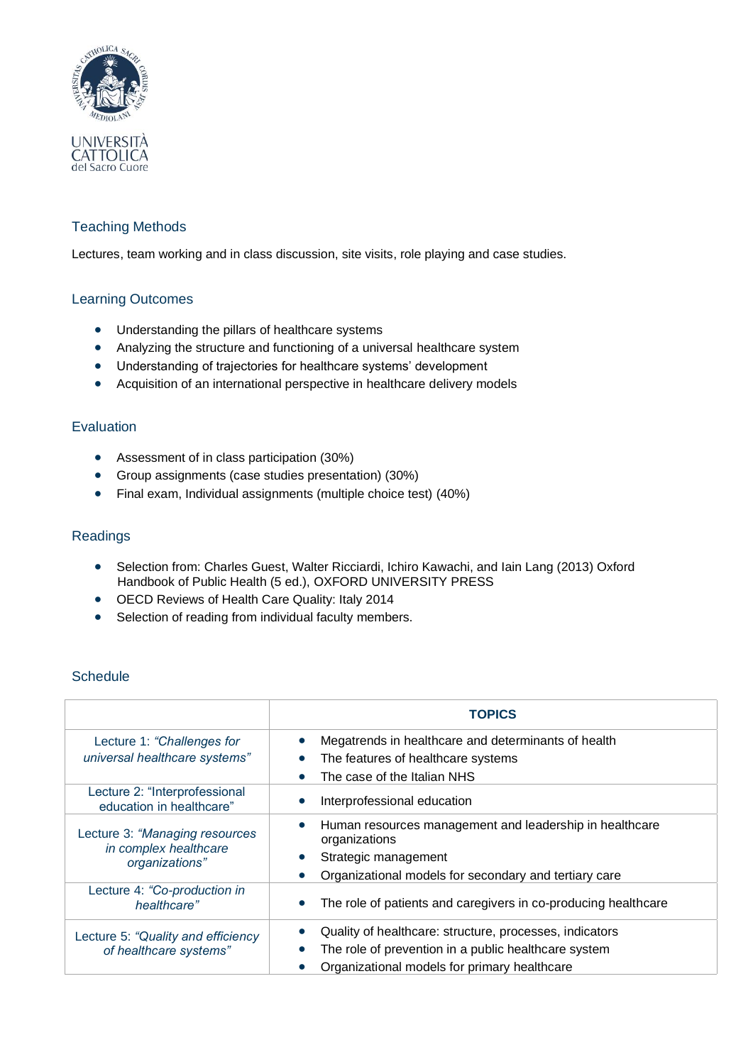## Teaching Methods

Lectures, team working and in class discussion, site visits, role playing and case studies.

## Learning Outcomes

- Understanding the pillars of healthcare systems
- Analyzing the structure and functioning of a universal healthcare system
- Understanding of trajectories for healthcare systems' development
- Acquisition of an international perspective in healthcare delivery models

## Evaluation

- Assessment of in class participation (30%)
- Group assignments (case studies presentation) (30%)
- Final exam, Individual assignments (multiple choice test) (40%)

## Readings

- Selection from: Charles Guest, Walter Ricciardi, Ichiro Kawachi, and Iain Lang (2013) Oxford Handbook of Public Health (5 ed.), OXFORD UNIVERSITY PRESS
- OECD Reviews of Health Care Quality: Italy 2014
- Selection of reading from individual faculty members.

## Schedule

| | **TOPICS** |
|---|---|
| Lecture 1: *"Challenges for universal healthcare systems"* | • Megatrends in healthcare and determinants of health<br>• The features of healthcare systems<br>• The case of the Italian NHS |
| Lecture 2: "Interprofessional education in healthcare" | • Interprofessional education |
| Lecture 3: *"Managing resources in complex healthcare organizations"* | • Human resources management and leadership in healthcare organizations<br>• Strategic management<br>• Organizational models for secondary and tertiary care |
| Lecture 4: *"Co-production in healthcare"* | • The role of patients and caregivers in co-producing healthcare |
| Lecture 5: *"Quality and efficiency of healthcare systems"* | • Quality of healthcare: structure, processes, indicators<br>• The role of prevention in a public healthcare system<br>• Organizational models for primary healthcare |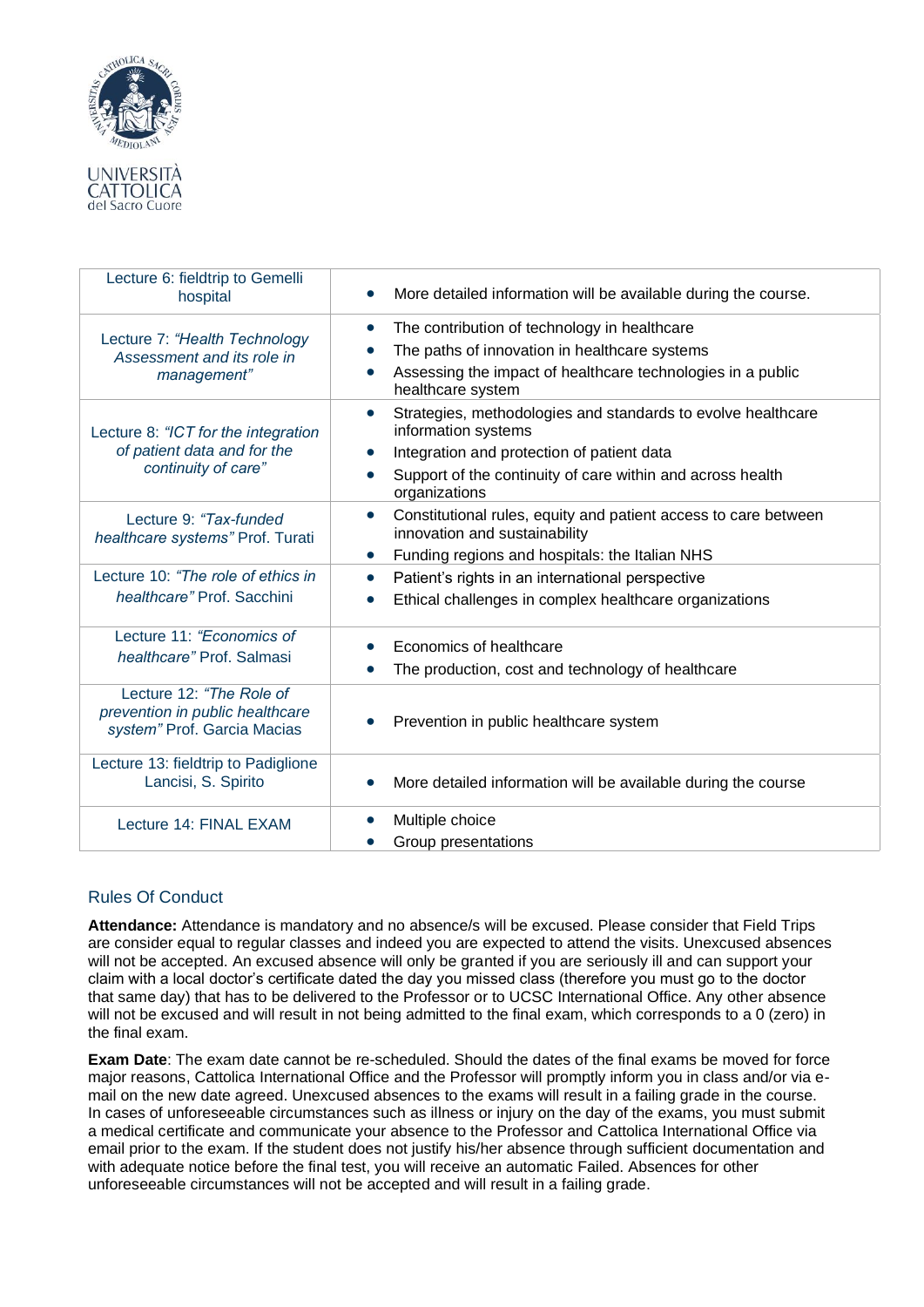| | |
|---|---|
| Lecture 6: fieldtrip to Gemelli hospital | • More detailed information will be available during the course. |
| Lecture 7: *"Health Technology Assessment and its role in management"* | • The contribution of technology in healthcare<br>• The paths of innovation in healthcare systems<br>• Assessing the impact of healthcare technologies in a public healthcare system |
| Lecture 8: *"ICT for the integration of patient data and for the continuity of care"* | • Strategies, methodologies and standards to evolve healthcare information systems<br>• Integration and protection of patient data<br>• Support of the continuity of care within and across health organizations |
| Lecture 9: *"Tax-funded healthcare systems"* Prof. Turati | • Constitutional rules, equity and patient access to care between innovation and sustainability<br>• Funding regions and hospitals: the Italian NHS |
| Lecture 10: *"The role of ethics in healthcare"* Prof. Sacchini | • Patient's rights in an international perspective<br>• Ethical challenges in complex healthcare organizations |
| Lecture 11: *"Economics of healthcare"* Prof. Salmasi | • Economics of healthcare<br>• The production, cost and technology of healthcare |
| Lecture 12: *"The Role of prevention in public healthcare system"* Prof. Garcia Macias | • Prevention in public healthcare system |
| Lecture 13: fieldtrip to Padiglione Lancisi, S. Spirito | • More detailed information will be available during the course |
| Lecture 14: FINAL EXAM | • Multiple choice<br>• Group presentations |

## Rules Of Conduct

**Attendance:** Attendance is mandatory and no absence/s will be excused. Please consider that Field Trips are consider equal to regular classes and indeed you are expected to attend the visits. Unexcused absences will not be accepted. An excused absence will only be granted if you are seriously ill and can support your claim with a local doctor's certificate dated the day you missed class (therefore you must go to the doctor that same day) that has to be delivered to the Professor or to UCSC International Office. Any other absence will not be excused and will result in not being admitted to the final exam, which corresponds to a 0 (zero) in the final exam.

**Exam Date**: The exam date cannot be re-scheduled. Should the dates of the final exams be moved for force major reasons, Cattolica International Office and the Professor will promptly inform you in class and/or via e-mail on the new date agreed. Unexcused absences to the exams will result in a failing grade in the course. In cases of unforeseeable circumstances such as illness or injury on the day of the exams, you must submit a medical certificate and communicate your absence to the Professor and Cattolica International Office via email prior to the exam. If the student does not justify his/her absence through sufficient documentation and with adequate notice before the final test, you will receive an automatic Failed. Absences for other unforeseeable circumstances will not be accepted and will result in a failing grade.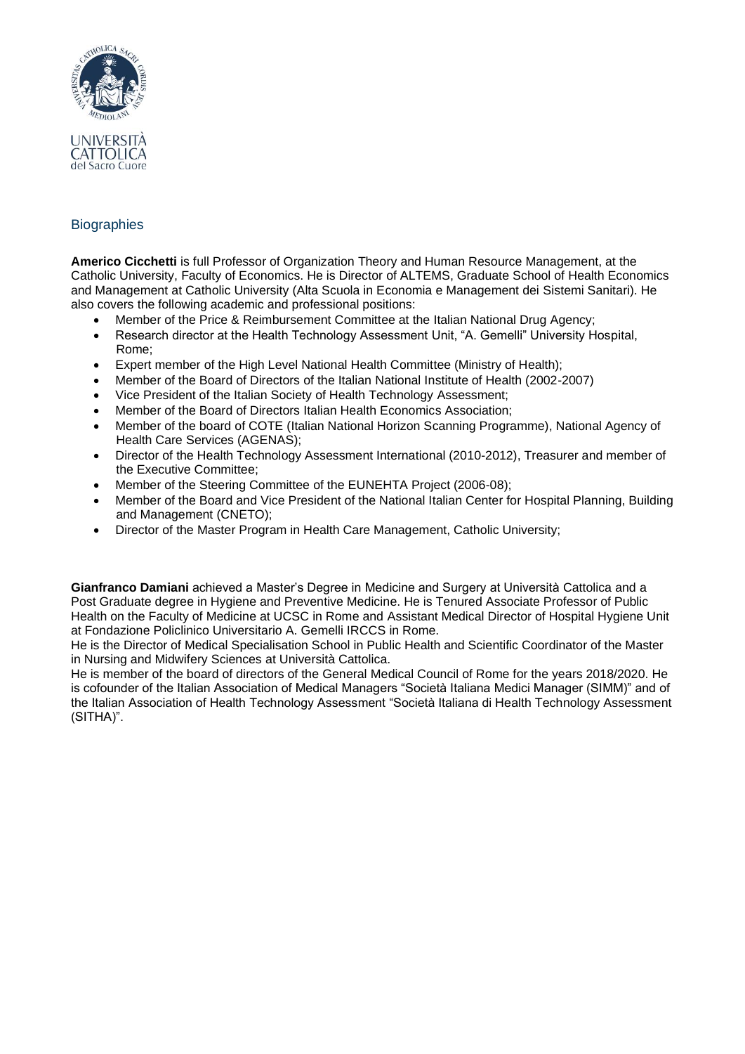## Biographies

**Americo Cicchetti** is full Professor of Organization Theory and Human Resource Management, at the Catholic University, Faculty of Economics. He is Director of ALTEMS, Graduate School of Health Economics and Management at Catholic University (Alta Scuola in Economia e Management dei Sistemi Sanitari). He also covers the following academic and professional positions:

- Member of the Price & Reimbursement Committee at the Italian National Drug Agency;
- Research director at the Health Technology Assessment Unit, "A. Gemelli" University Hospital, Rome;
- Expert member of the High Level National Health Committee (Ministry of Health);
- Member of the Board of Directors of the Italian National Institute of Health (2002-2007)
- Vice President of the Italian Society of Health Technology Assessment;
- Member of the Board of Directors Italian Health Economics Association;
- Member of the board of COTE (Italian National Horizon Scanning Programme), National Agency of Health Care Services (AGENAS);
- Director of the Health Technology Assessment International (2010-2012), Treasurer and member of the Executive Committee;
- Member of the Steering Committee of the EUNEHTA Project (2006-08);
- Member of the Board and Vice President of the National Italian Center for Hospital Planning, Building and Management (CNETO);
- Director of the Master Program in Health Care Management, Catholic University;

**Gianfranco Damiani** achieved a Master's Degree in Medicine and Surgery at Università Cattolica and a Post Graduate degree in Hygiene and Preventive Medicine. He is Tenured Associate Professor of Public Health on the Faculty of Medicine at UCSC in Rome and Assistant Medical Director of Hospital Hygiene Unit at Fondazione Policlinico Universitario A. Gemelli IRCCS in Rome.

He is the Director of Medical Specialisation School in Public Health and Scientific Coordinator of the Master in Nursing and Midwifery Sciences at Università Cattolica.

He is member of the board of directors of the General Medical Council of Rome for the years 2018/2020. He is cofounder of the Italian Association of Medical Managers "Società Italiana Medici Manager (SIMM)" and of the Italian Association of Health Technology Assessment "Società Italiana di Health Technology Assessment (SITHA)".